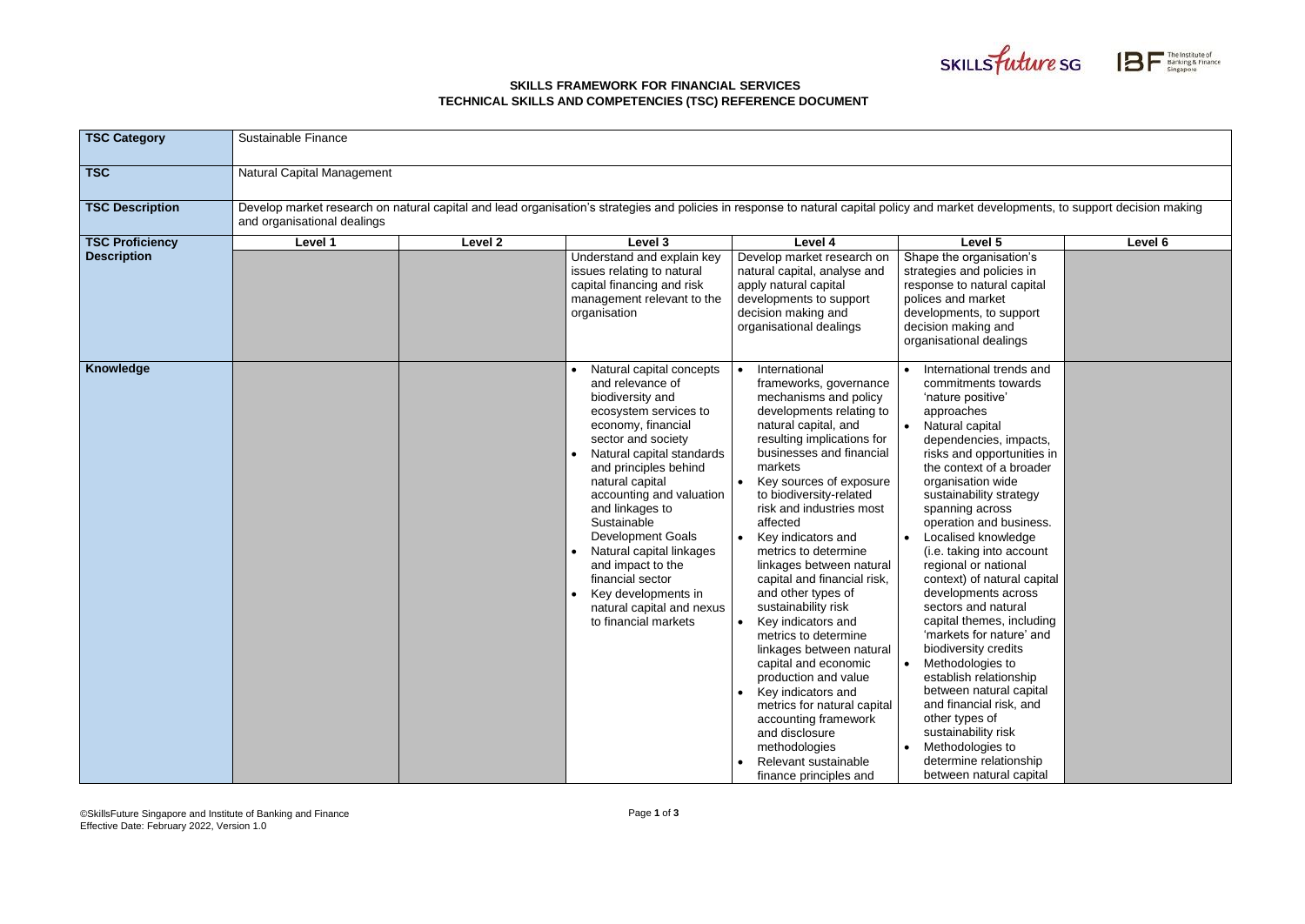**SKILLS FRAMEWORK FOR FINANCIAL SERVICES**
**TECHNICAL SKILLS AND COMPETENCIES (TSC) REFERENCE DOCUMENT**

| TSC Category | Sustainable Finance | | | | | |
|---|---|---|---|---|---|---|
| **TSC** | Natural Capital Management | | | | | |
| **TSC Description** | Develop market research on natural capital and lead organisation's strategies and policies in response to natural capital policy and market developments, to support decision making and organisational dealings | | | | | |
| **TSC Proficiency Description** | **Level 1** | **Level 2** | **Level 3** | **Level 4** | **Level 5** | **Level 6** |
| | | | Understand and explain key issues relating to natural capital financing and risk management relevant to the organisation | Develop market research on natural capital, analyse and apply natural capital developments to support decision making and organisational dealings | Shape the organisation's strategies and policies in response to natural capital polices and market developments, to support decision making and organisational dealings | |
| **Knowledge** | | | • Natural capital concepts and relevance of biodiversity and ecosystem services to economy, financial sector and society<br>• Natural capital standards and principles behind natural capital accounting and valuation and linkages to Sustainable Development Goals<br>• Natural capital linkages and impact to the financial sector<br>• Key developments in natural capital and nexus to financial markets | • International frameworks, governance mechanisms and policy developments relating to natural capital, and resulting implications for businesses and financial markets<br>• Key sources of exposure to biodiversity-related risk and industries most affected<br>• Key indicators and metrics to determine linkages between natural capital and financial risk, and other types of sustainability risk<br>• Key indicators and metrics to determine linkages between natural capital and economic production and value<br>• Key indicators and metrics for natural capital accounting framework and disclosure methodologies<br>• Relevant sustainable finance principles and | • International trends and commitments towards 'nature positive' approaches<br>• Natural capital dependencies, impacts, risks and opportunities in the context of a broader organisation wide sustainability strategy spanning across operation and business.<br>• Localised knowledge (i.e. taking into account regional or national context) of natural capital developments across sectors and natural capital themes, including 'markets for nature' and biodiversity credits<br>• Methodologies to establish relationship between natural capital and financial risk, and other types of sustainability risk<br>• Methodologies to determine relationship between natural capital | |

©SkillsFuture Singapore and Institute of Banking and Finance
Effective Date: February 2022, Version 1.0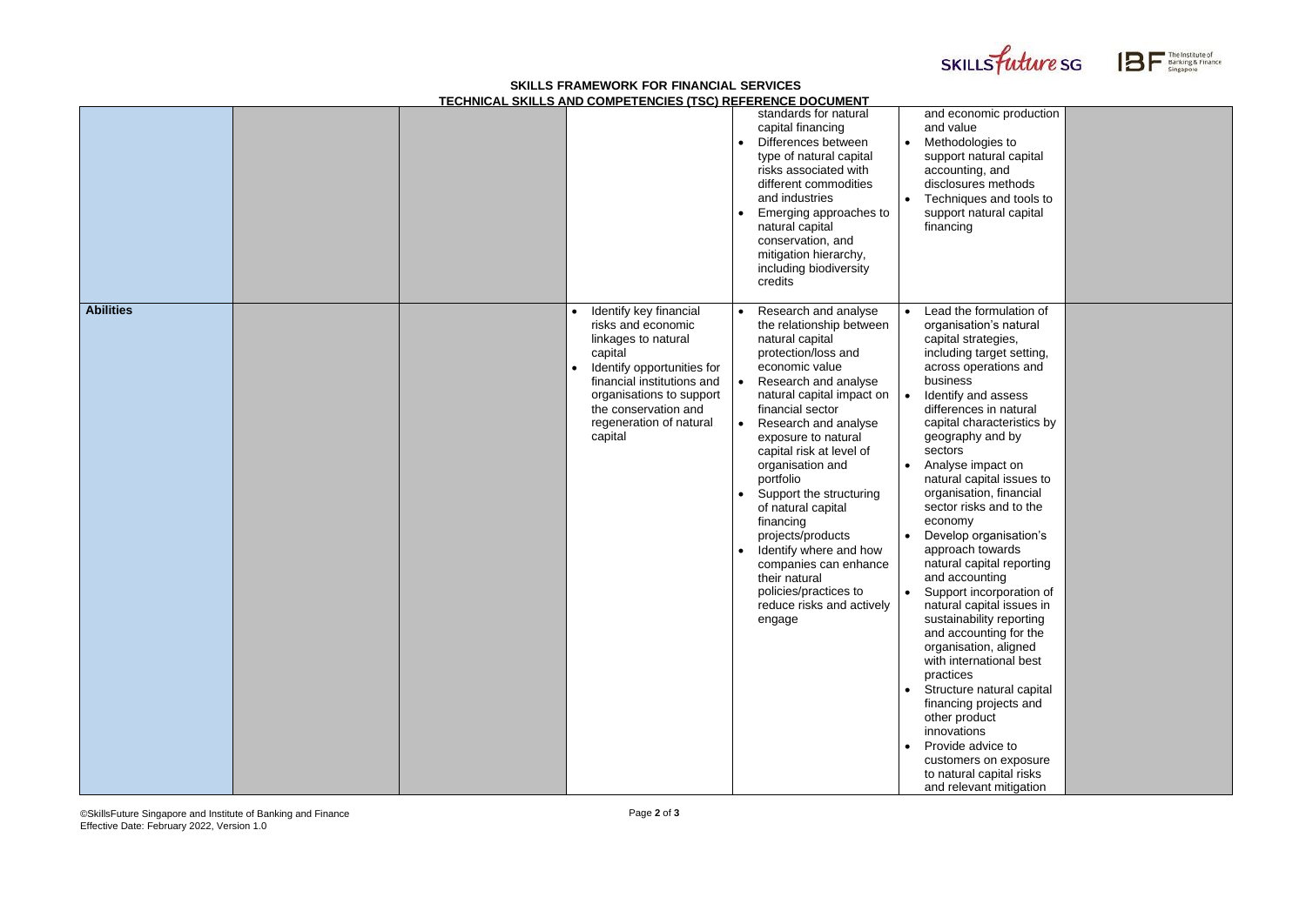| | | | | | | |
|---|---|---|---|---|---|---|
| | | | | standards for natural capital financing<br>• Differences between type of natural capital risks associated with different commodities and industries<br>• Emerging approaches to natural capital conservation, and mitigation hierarchy, including biodiversity credits | and economic production and value<br>• Methodologies to support natural capital accounting, and disclosures methods<br>• Techniques and tools to support natural capital financing | |
| **Abilities** | | | • Identify key financial risks and economic linkages to natural capital<br>• Identify opportunities for financial institutions and organisations to support the conservation and regeneration of natural capital | • Research and analyse the relationship between natural capital protection/loss and economic value<br>• Research and analyse natural capital impact on financial sector<br>• Research and analyse exposure to natural capital risk at level of organisation and portfolio<br>• Support the structuring of natural capital financing projects/products<br>• Identify where and how companies can enhance their natural policies/practices to reduce risks and actively engage | • Lead the formulation of organisation's natural capital strategies, including target setting, across operations and business<br>• Identify and assess differences in natural capital characteristics by geography and by sectors<br>• Analyse impact on natural capital issues to organisation, financial sector risks and to the economy<br>• Develop organisation's approach towards natural capital reporting and accounting<br>• Support incorporation of natural capital issues in sustainability reporting and accounting for the organisation, aligned with international best practices<br>• Structure natural capital financing projects and other product innovations<br>• Provide advice to customers on exposure to natural capital risks and relevant mitigation | |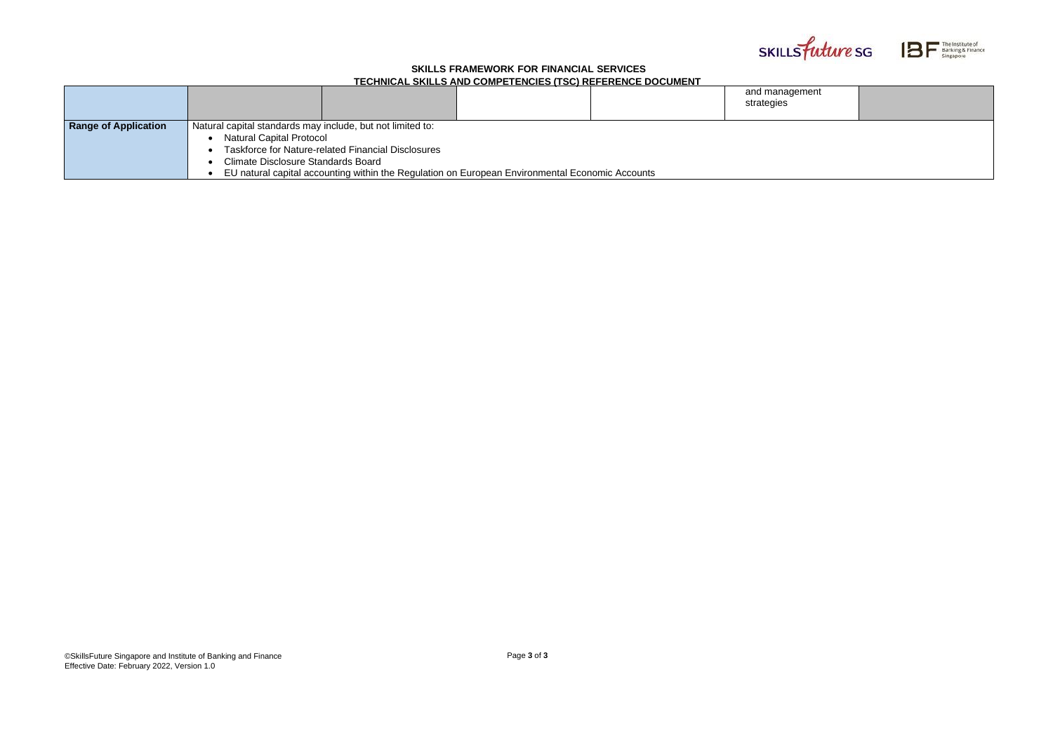| | | | | | | |
|---|---|---|---|---|---|---|
| | | | | | and management strategies | |
| **Range of Application** | Natural capital standards may include, but not limited to:<br>• Natural Capital Protocol<br>• Taskforce for Nature-related Financial Disclosures<br>• Climate Disclosure Standards Board<br>• EU natural capital accounting within the Regulation on European Environmental Economic Accounts | | | | | |